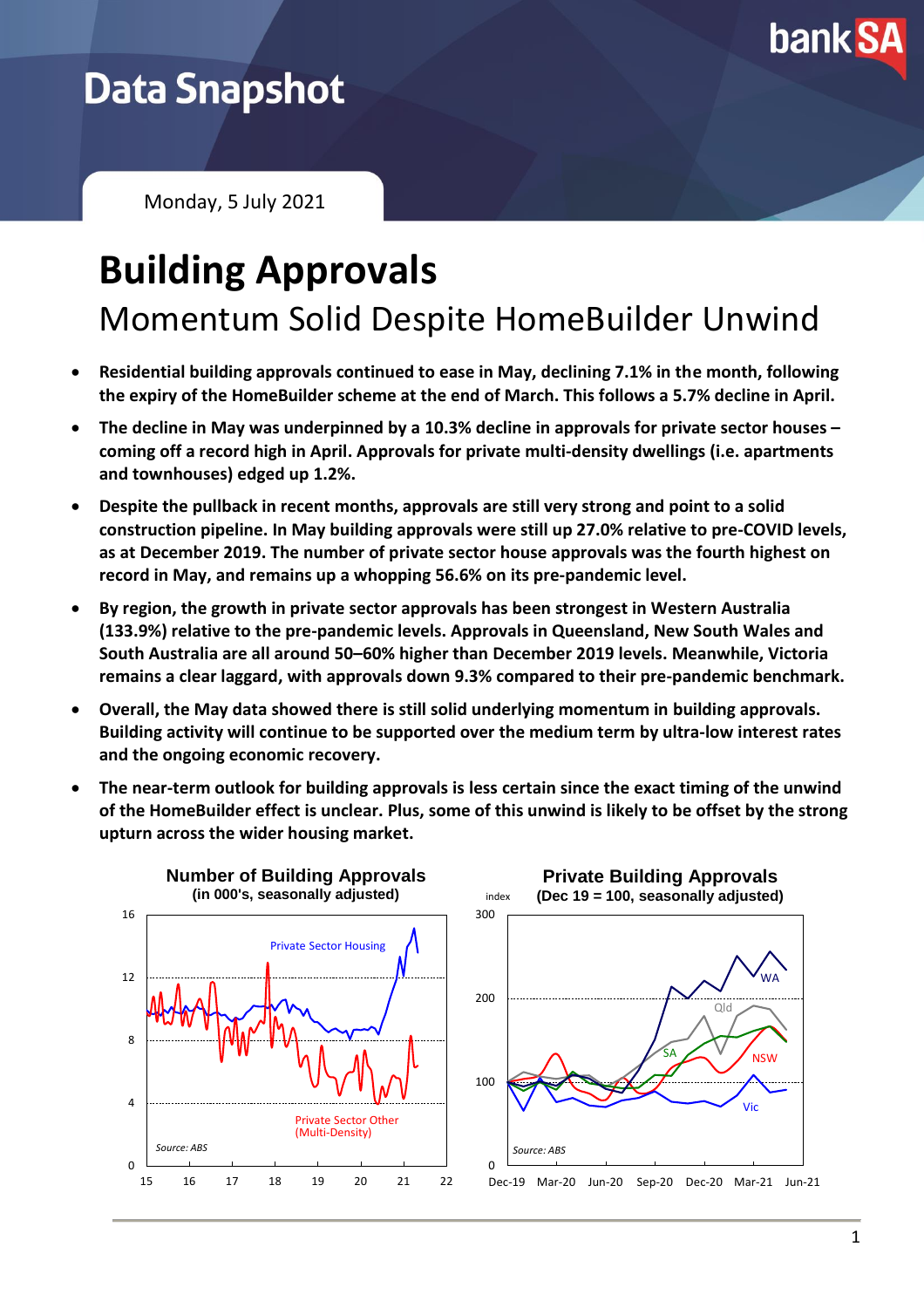# Data Snapshot

Monday, 5 July 2021

# Building Approvals

## Momentum Solid Despite HomeBuilder Unwind

- **Residential building approvals continued to ease in May, declining 7.1% in the month, following the expiry of the HomeBuilder scheme at the end of March. This follows a 5.7% decline in April.**
- **The decline in May was underpinned by a 10.3% decline in approvals for private sector houses – coming off a record high in April. Approvals for private multi-density dwellings (i.e. apartments and townhouses) edged up 1.2%.**
- **Despite the pullback in recent months, approvals are still very strong and point to a solid construction pipeline. In May building approvals were still up 27.0% relative to pre-COVID levels, as at December 2019. The number of private sector house approvals was the fourth highest on record in May, and remains up a whopping 56.6% on its pre-pandemic level.**
- **By region, the growth in private sector approvals has been strongest in Western Australia (133.9%) relative to the pre-pandemic levels. Approvals in Queensland, New South Wales and South Australia are all around 50–60% higher than December 2019 levels. Meanwhile, Victoria remains a clear laggard, with approvals down 9.3% compared to their pre-pandemic benchmark.**
- **Overall, the May data showed there is still solid underlying momentum in building approvals. Building activity will continue to be supported over the medium term by ultra-low interest rates and the ongoing economic recovery.**
- **The near-term outlook for building approvals is less certain since the exact timing of the unwind of the HomeBuilder effect is unclear. Plus, some of this unwind is likely to be offset by the strong upturn across the wider housing market.**

**Number of Building Approvals**
**(in 000's, seasonally adjusted)**

Source: ABS

**Private Building Approvals**
**(Dec 19 = 100, seasonally adjusted)**

Source: ABS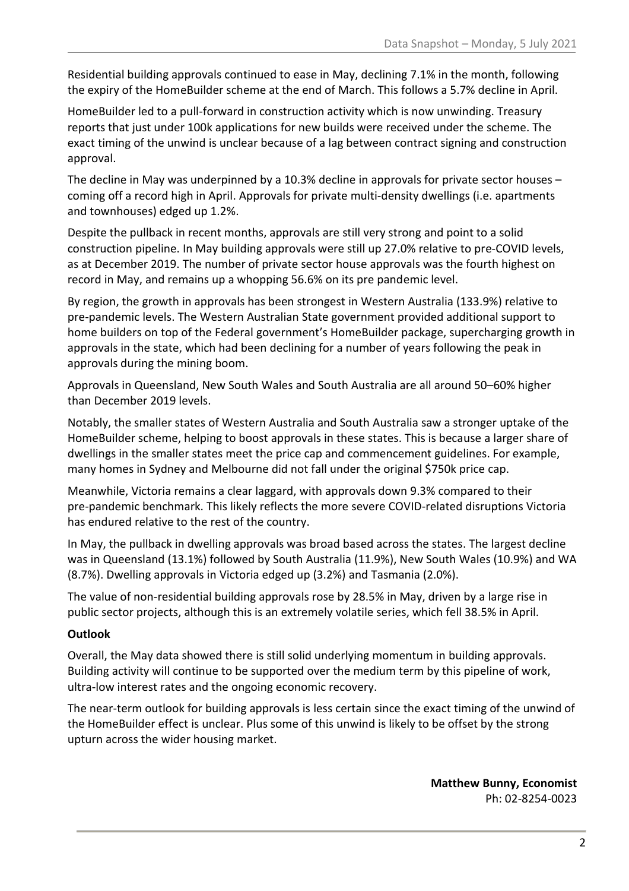Residential building approvals continued to ease in May, declining 7.1% in the month, following the expiry of the HomeBuilder scheme at the end of March. This follows a 5.7% decline in April.

HomeBuilder led to a pull-forward in construction activity which is now unwinding. Treasury reports that just under 100k applications for new builds were received under the scheme. The exact timing of the unwind is unclear because of a lag between contract signing and construction approval.

The decline in May was underpinned by a 10.3% decline in approvals for private sector houses – coming off a record high in April. Approvals for private multi-density dwellings (i.e. apartments and townhouses) edged up 1.2%.

Despite the pullback in recent months, approvals are still very strong and point to a solid construction pipeline. In May building approvals were still up 27.0% relative to pre-COVID levels, as at December 2019. The number of private sector house approvals was the fourth highest on record in May, and remains up a whopping 56.6% on its pre pandemic level.

By region, the growth in approvals has been strongest in Western Australia (133.9%) relative to pre-pandemic levels. The Western Australian State government provided additional support to home builders on top of the Federal government's HomeBuilder package, supercharging growth in approvals in the state, which had been declining for a number of years following the peak in approvals during the mining boom.

Approvals in Queensland, New South Wales and South Australia are all around 50–60% higher than December 2019 levels.

Notably, the smaller states of Western Australia and South Australia saw a stronger uptake of the HomeBuilder scheme, helping to boost approvals in these states. This is because a larger share of dwellings in the smaller states meet the price cap and commencement guidelines. For example, many homes in Sydney and Melbourne did not fall under the original $750k price cap.

Meanwhile, Victoria remains a clear laggard, with approvals down 9.3% compared to their pre-pandemic benchmark. This likely reflects the more severe COVID-related disruptions Victoria has endured relative to the rest of the country.

In May, the pullback in dwelling approvals was broad based across the states. The largest decline was in Queensland (13.1%) followed by South Australia (11.9%), New South Wales (10.9%) and WA (8.7%). Dwelling approvals in Victoria edged up (3.2%) and Tasmania (2.0%).

The value of non-residential building approvals rose by 28.5% in May, driven by a large rise in public sector projects, although this is an extremely volatile series, which fell 38.5% in April.

**Outlook**

Overall, the May data showed there is still solid underlying momentum in building approvals. Building activity will continue to be supported over the medium term by this pipeline of work, ultra-low interest rates and the ongoing economic recovery.

The near-term outlook for building approvals is less certain since the exact timing of the unwind of the HomeBuilder effect is unclear. Plus some of this unwind is likely to be offset by the strong upturn across the wider housing market.

**Matthew Bunny, Economist**
Ph: 02-8254-0023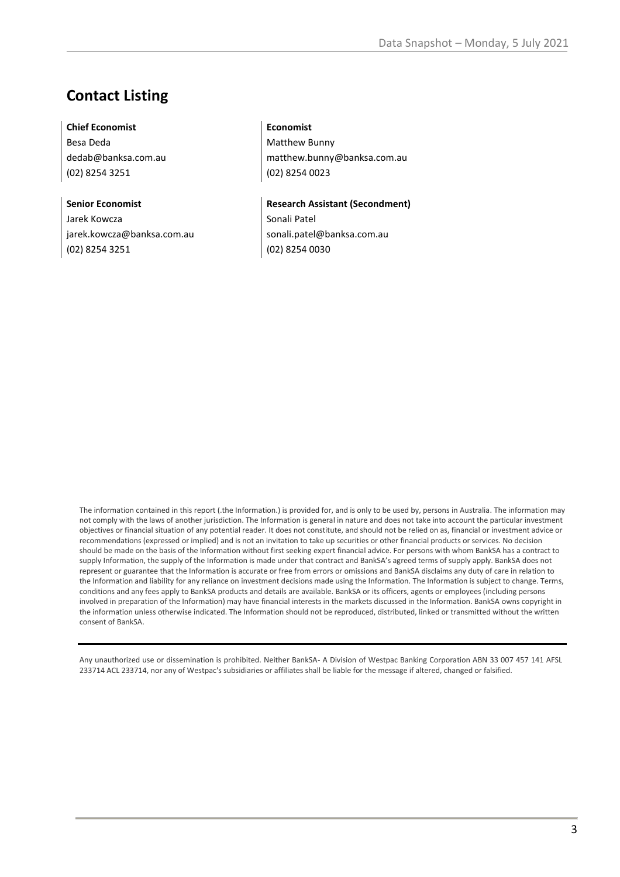## Contact Listing

**Chief Economist**
Besa Deda
dedab@banksa.com.au
(02) 8254 3251

**Senior Economist**
Jarek Kowcza
jarek.kowcza@banksa.com.au
(02) 8254 3251

**Economist**
Matthew Bunny
matthew.bunny@banksa.com.au
(02) 8254 0023

**Research Assistant (Secondment)**
Sonali Patel
sonali.patel@banksa.com.au
(02) 8254 0030

The information contained in this report (.the Information.) is provided for, and is only to be used by, persons in Australia. The information may not comply with the laws of another jurisdiction. The Information is general in nature and does not take into account the particular investment objectives or financial situation of any potential reader. It does not constitute, and should not be relied on as, financial or investment advice or recommendations (expressed or implied) and is not an invitation to take up securities or other financial products or services. No decision should be made on the basis of the Information without first seeking expert financial advice. For persons with whom BankSA has a contract to supply Information, the supply of the Information is made under that contract and BankSA's agreed terms of supply apply. BankSA does not represent or guarantee that the Information is accurate or free from errors or omissions and BankSA disclaims any duty of care in relation to the Information and liability for any reliance on investment decisions made using the Information. The Information is subject to change. Terms, conditions and any fees apply to BankSA products and details are available. BankSA or its officers, agents or employees (including persons involved in preparation of the Information) may have financial interests in the markets discussed in the Information. BankSA owns copyright in the information unless otherwise indicated. The Information should not be reproduced, distributed, linked or transmitted without the written consent of BankSA.

Any unauthorized use or dissemination is prohibited. Neither BankSA- A Division of Westpac Banking Corporation ABN 33 007 457 141 AFSL 233714 ACL 233714, nor any of Westpac's subsidiaries or affiliates shall be liable for the message if altered, changed or falsified.